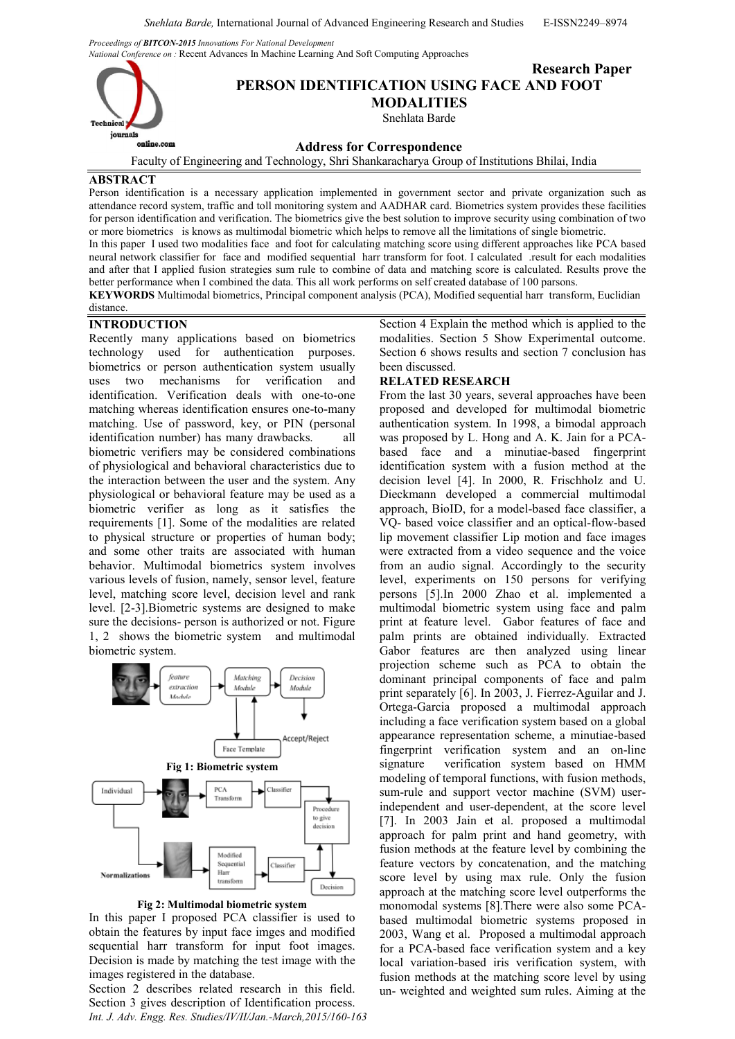Proceedings of **BITCON-2015** Innovations For National Development
National Conference on : Recent Advances In Machine Learning And Soft Computing Approaches

**Research Paper**

# PERSON IDENTIFICATION USING FACE AND FOOT MODALITIES

Snehlata Barde

**Address for Correspondence**

Faculty of Engineering and Technology, Shri Shankaracharya Group of Institutions Bhilai, India

## ABSTRACT

Person identification is a necessary application implemented in government sector and private organization such as attendance record system, traffic and toll monitoring system and AADHAR card. Biometrics system provides these facilities for person identification and verification. The biometrics give the best solution to improve security using combination of two or more biometrics is knows as multimodal biometric which helps to remove all the limitations of single biometric.

In this paper I used two modalities face and foot for calculating matching score using different approaches like PCA based neural network classifier for face and modified sequential harr transform for foot. I calculated .result for each modalities and after that I applied fusion strategies sum rule to combine of data and matching score is calculated. Results prove the better performance when I combined the data. This all work performs on self created database of 100 parsons.

**KEYWORDS** Multimodal biometrics, Principal component analysis (PCA), Modified sequential harr transform, Euclidian distance.

## INTRODUCTION

Recently many applications based on biometrics technology used for authentication purposes. biometrics or person authentication system usually uses two mechanisms for verification and identification. Verification deals with one-to-one matching whereas identification ensures one-to-many matching. Use of password, key, or PIN (personal identification number) has many drawbacks. all biometric verifiers may be considered combinations of physiological and behavioral characteristics due to the interaction between the user and the system. Any physiological or behavioral feature may be used as a biometric verifier as long as it satisfies the requirements [1]. Some of the modalities are related to physical structure or properties of human body; and some other traits are associated with human behavior. Multimodal biometrics system involves various levels of fusion, namely, sensor level, feature level, matching score level, decision level and rank level. [2-3].Biometric systems are designed to make sure the decisions- person is authorized or not. Figure 1, 2 shows the biometric system and multimodal biometric system.

**Fig 1: Biometric system**

**Fig 2: Multimodal biometric system**

In this paper I proposed PCA classifier is used to obtain the features by input face imges and modified sequential harr transform for input foot images. Decision is made by matching the test image with the images registered in the database.

Section 2 describes related research in this field. Section 3 gives description of Identification process. Section 4 Explain the method which is applied to the modalities. Section 5 Show Experimental outcome. Section 6 shows results and section 7 conclusion has been discussed.

## RELATED RESEARCH

From the last 30 years, several approaches have been proposed and developed for multimodal biometric authentication system. In 1998, a bimodal approach was proposed by L. Hong and A. K. Jain for a PCA-based face and a minutiae-based fingerprint identification system with a fusion method at the decision level [4]. In 2000, R. Frischholz and U. Dieckmann developed a commercial multimodal approach, BioID, for a model-based face classifier, a VQ- based voice classifier and an optical-flow-based lip movement classifier Lip motion and face images were extracted from a video sequence and the voice from an audio signal. Accordingly to the security level, experiments on 150 persons for verifying persons [5].In 2000 Zhao et al. implemented a multimodal biometric system using face and palm print at feature level. Gabor features of face and palm prints are obtained individually. Extracted Gabor features are then analyzed using linear projection scheme such as PCA to obtain the dominant principal components of face and palm print separately [6]. In 2003, J. Fierrez-Aguilar and J. Ortega-Garcia proposed a multimodal approach including a face verification system based on a global appearance representation scheme, a minutiae-based fingerprint verification system and an on-line signature verification system based on HMM modeling of temporal functions, with fusion methods, sum-rule and support vector machine (SVM) user-independent and user-dependent, at the score level [7]. In 2003 Jain et al. proposed a multimodal approach for palm print and hand geometry, with fusion methods at the feature level by combining the feature vectors by concatenation, and the matching score level by using max rule. Only the fusion approach at the matching score level outperforms the monomodal systems [8].There were also some PCA-based multimodal biometric systems proposed in 2003, Wang et al. Proposed a multimodal approach for a PCA-based face verification system and a key local variation-based iris verification system, with fusion methods at the matching score level by using un- weighted and weighted sum rules. Aiming at the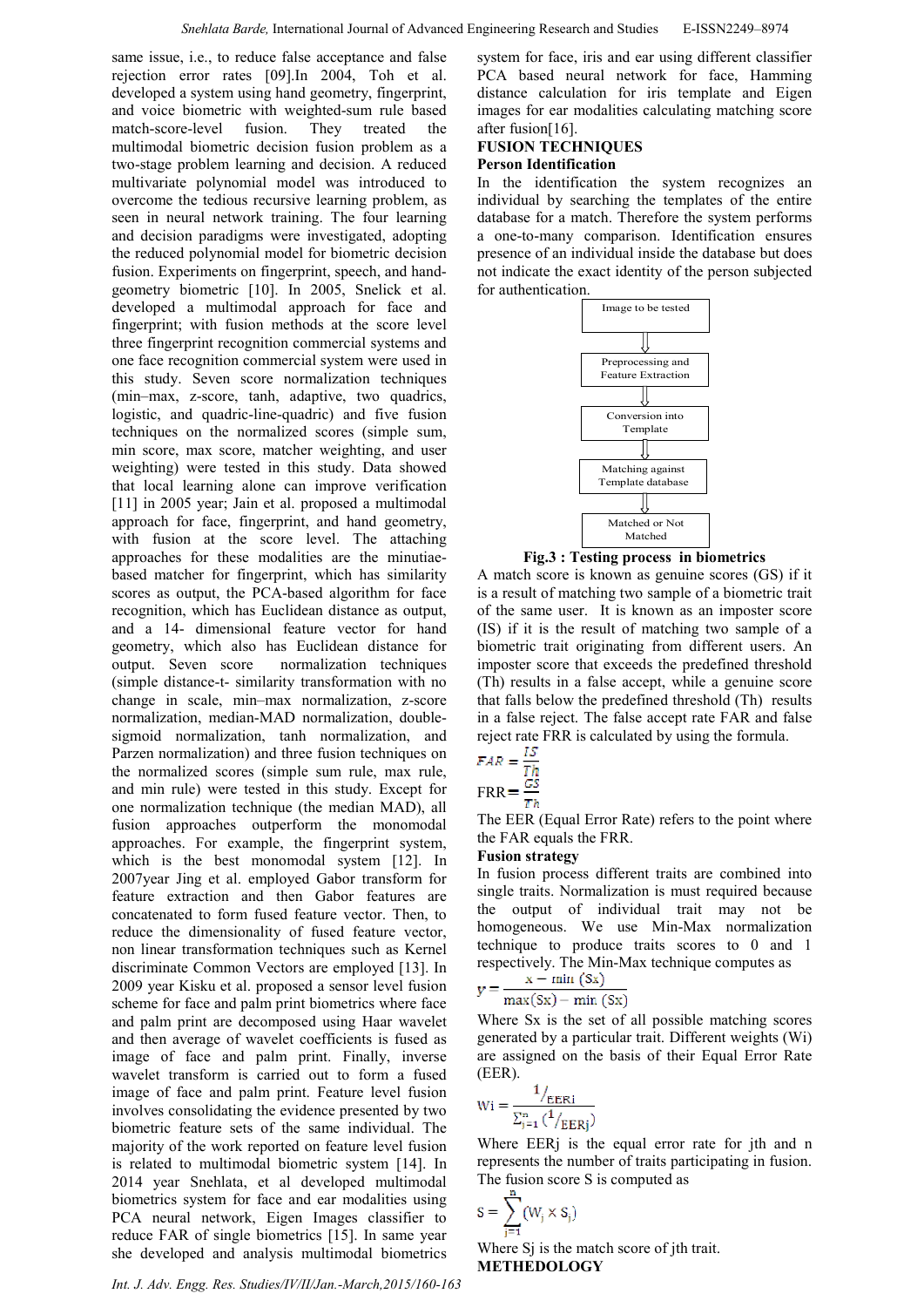same issue, i.e., to reduce false acceptance and false rejection error rates [09].In 2004, Toh et al. developed a system using hand geometry, fingerprint, and voice biometric with weighted-sum rule based match-score-level fusion. They treated the multimodal biometric decision fusion problem as a two-stage problem learning and decision. A reduced multivariate polynomial model was introduced to overcome the tedious recursive learning problem, as seen in neural network training. The four learning and decision paradigms were investigated, adopting the reduced polynomial model for biometric decision fusion. Experiments on fingerprint, speech, and hand-geometry biometric [10]. In 2005, Snelick et al. developed a multimodal approach for face and fingerprint; with fusion methods at the score level three fingerprint recognition commercial systems and one face recognition commercial system were used in this study. Seven score normalization techniques (min–max, z-score, tanh, adaptive, two quadrics, logistic, and quadric-line-quadric) and five fusion techniques on the normalized scores (simple sum, min score, max score, matcher weighting, and user weighting) were tested in this study. Data showed that local learning alone can improve verification [11] in 2005 year; Jain et al. proposed a multimodal approach for face, fingerprint, and hand geometry, with fusion at the score level. The attaching approaches for these modalities are the minutiae-based matcher for fingerprint, which has similarity scores as output, the PCA-based algorithm for face recognition, which has Euclidean distance as output, and a 14- dimensional feature vector for hand geometry, which also has Euclidean distance for output. Seven score normalization techniques (simple distance-t- similarity transformation with no change in scale, min–max normalization, z-score normalization, median-MAD normalization, double-sigmoid normalization, tanh normalization, and Parzen normalization) and three fusion techniques on the normalized scores (simple sum rule, max rule, and min rule) were tested in this study. Except for one normalization technique (the median MAD), all fusion approaches outperform the monomodal approaches. For example, the fingerprint system, which is the best monomodal system [12]. In 2007year Jing et al. employed Gabor transform for feature extraction and then Gabor features are concatenated to form fused feature vector. Then, to reduce the dimensionality of fused feature vector, non linear transformation techniques such as Kernel discriminate Common Vectors are employed [13]. In 2009 year Kisku et al. proposed a sensor level fusion scheme for face and palm print biometrics where face and palm print are decomposed using Haar wavelet and then average of wavelet coefficients is fused as image of face and palm print. Finally, inverse wavelet transform is carried out to form a fused image of face and palm print. Feature level fusion involves consolidating the evidence presented by two biometric feature sets of the same individual. The majority of the work reported on feature level fusion is related to multimodal biometric system [14]. In 2014 year Snehlata, et al developed multimodal biometrics system for face and ear modalities using PCA neural network, Eigen Images classifier to reduce FAR of single biometrics [15]. In same year she developed and analysis multimodal biometrics system for face, iris and ear using different classifier PCA based neural network for face, Hamming distance calculation for iris template and Eigen images for ear modalities calculating matching score after fusion[16].

## FUSION TECHNIQUES

### Person Identification

In the identification the system recognizes an individual by searching the templates of the entire database for a match. Therefore the system performs a one-to-many comparison. Identification ensures presence of an individual inside the database but does not indicate the exact identity of the person subjected for authentication.

Image to be tested
↓
Preprocessing and Feature Extraction
↓
Conversion into Template
↓
Matching against Template database
↓
Matched or Not Matched

**Fig.3 : Testing process in biometrics**

A match score is known as genuine scores (GS) if it is a result of matching two sample of a biometric trait of the same user. It is known as an imposter score (IS) if it is the result of matching two sample of a biometric trait originating from different users. An imposter score that exceeds the predefined threshold (Th) results in a false accept, while a genuine score that falls below the predefined threshold (Th) results in a false reject. The false accept rate FAR and false reject rate FRR is calculated by using the formula.

$$FAR = \frac{IS}{Th}$$

$$FRR = \frac{GS}{Th}$$

The EER (Equal Error Rate) refers to the point where the FAR equals the FRR.

### Fusion strategy

In fusion process different traits are combined into single traits. Normalization is must required because the output of individual trait may not be homogeneous. We use Min-Max normalization technique to produce traits scores to 0 and 1 respectively. The Min-Max technique computes as

$$y = \frac{x - \min(Sx)}{\max(Sx) - \min(Sx)}$$

Where Sx is the set of all possible matching scores generated by a particular trait. Different weights (Wi) are assigned on the basis of their Equal Error Rate (EER).

$$Wi = \frac{1/_{EERi}}{\sum_{j=1}^{n}(1/_{EERj})}$$

Where EERj is the equal error rate for jth and n represents the number of traits participating in fusion. The fusion score S is computed as

$$S = \sum_{j=1}^{n}(W_j \times S_j)$$

Where Sj is the match score of jth trait.

## METHEDOLOGY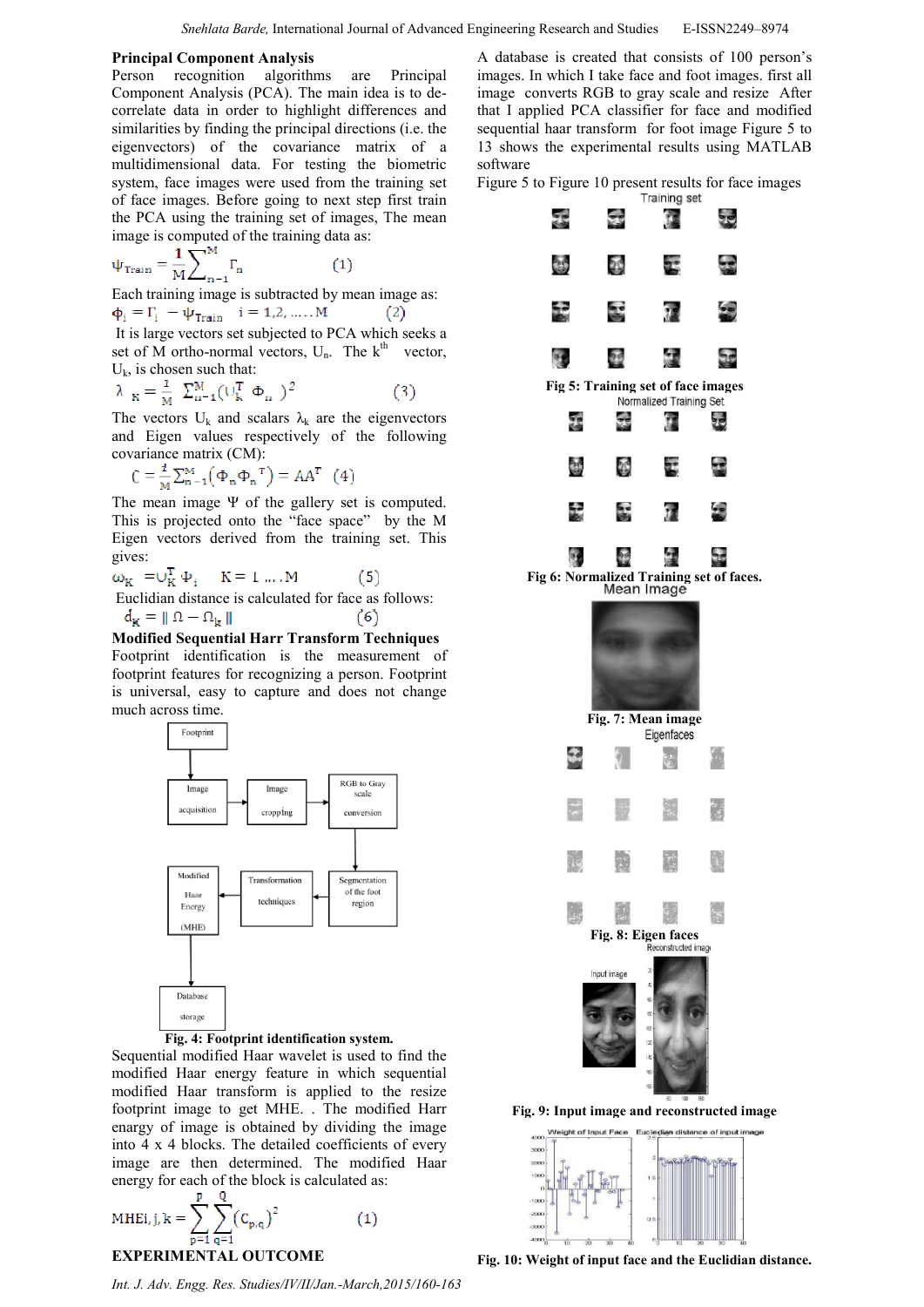### Principal Component Analysis

Person recognition algorithms are Principal Component Analysis (PCA). The main idea is to de-correlate data in order to highlight differences and similarities by finding the principal directions (i.e. the eigenvectors) of the covariance matrix of a multidimensional data. For testing the biometric system, face images were used from the training set of face images. Before going to next step first train the PCA using the training set of images, The mean image is computed of the training data as:

$$\Psi_{Train} = \frac{1}{M}\sum_{n-1}^{M} \Gamma_n \qquad (1)$$

Each training image is subtracted by mean image as:

$$\Phi_i = \Gamma_i - \Psi_{Train} \quad i = 1,2, \ldots . M \qquad (2)$$

It is large vectors set subjected to PCA which seeks a set of M ortho-normal vectors, $U_n$. The $k^{th}$ vector, $U_k$, is chosen such that:

$$\lambda_K = \frac{1}{M} \sum_{n-1}^{M} (U_K^T \Phi_n)^2 \qquad (3)$$

The vectors $U_k$ and scalars $\lambda_k$ are the eigenvectors and Eigen values respectively of the following covariance matrix (CM):

$$C = \frac{1}{M}\sum_{n-1}^{M} (\Phi_n \Phi_n^T) = AA^T \quad (4)$$

The mean image $\Psi$ of the gallery set is computed. This is projected onto the "face space" by the M Eigen vectors derived from the training set. This gives:

$$\omega_K = U_K^T \Phi_i \quad K = 1 \ldots . M \qquad (5)$$

Euclidian distance is calculated for face as follows:

$$d_K = \| \Omega - \Omega_k \| \qquad (6)$$

### Modified Sequential Harr Transform Techniques

Footprint identification is the measurement of footprint features for recognizing a person. Footprint is universal, easy to capture and does not change much across time.

Footprint → Image acquisition → Image cropping → RGB to Gray scale conversion → Segmentation of the foot region → Transformation techniques → Modified Haar Energy (MHE) → Database storage

**Fig. 4: Footprint identification system.**

Sequential modified Haar wavelet is used to find the modified Haar energy feature in which sequential modified Haar transform is applied to the resize footprint image to get MHE. . The modified Harr enargy of image is obtained by dividing the image into 4 x 4 blocks. The detailed coefficients of every image are then determined. The modified Haar energy for each of the block is calculated as:

$$MHEi, j, k = \sum_{p=1}^{P} \sum_{q=1}^{Q} (C_{p,q})^2 \qquad (1)$$

### EXPERIMENTAL OUTCOME

A database is created that consists of 100 person's images. In which I take face and foot images. first all image converts RGB to gray scale and resize After that I applied PCA classifier for face and modified sequential haar transform for foot image Figure 5 to 13 shows the experimental results using MATLAB software

Figure 5 to Figure 10 present results for face images

**Fig 5: Training set of face images**

**Fig 6: Normalized Training set of faces.**

**Fig. 7: Mean image**

**Fig. 8: Eigen faces**

**Fig. 9: Input image and reconstructed image**

**Fig. 10: Weight of input face and the Euclidian distance.**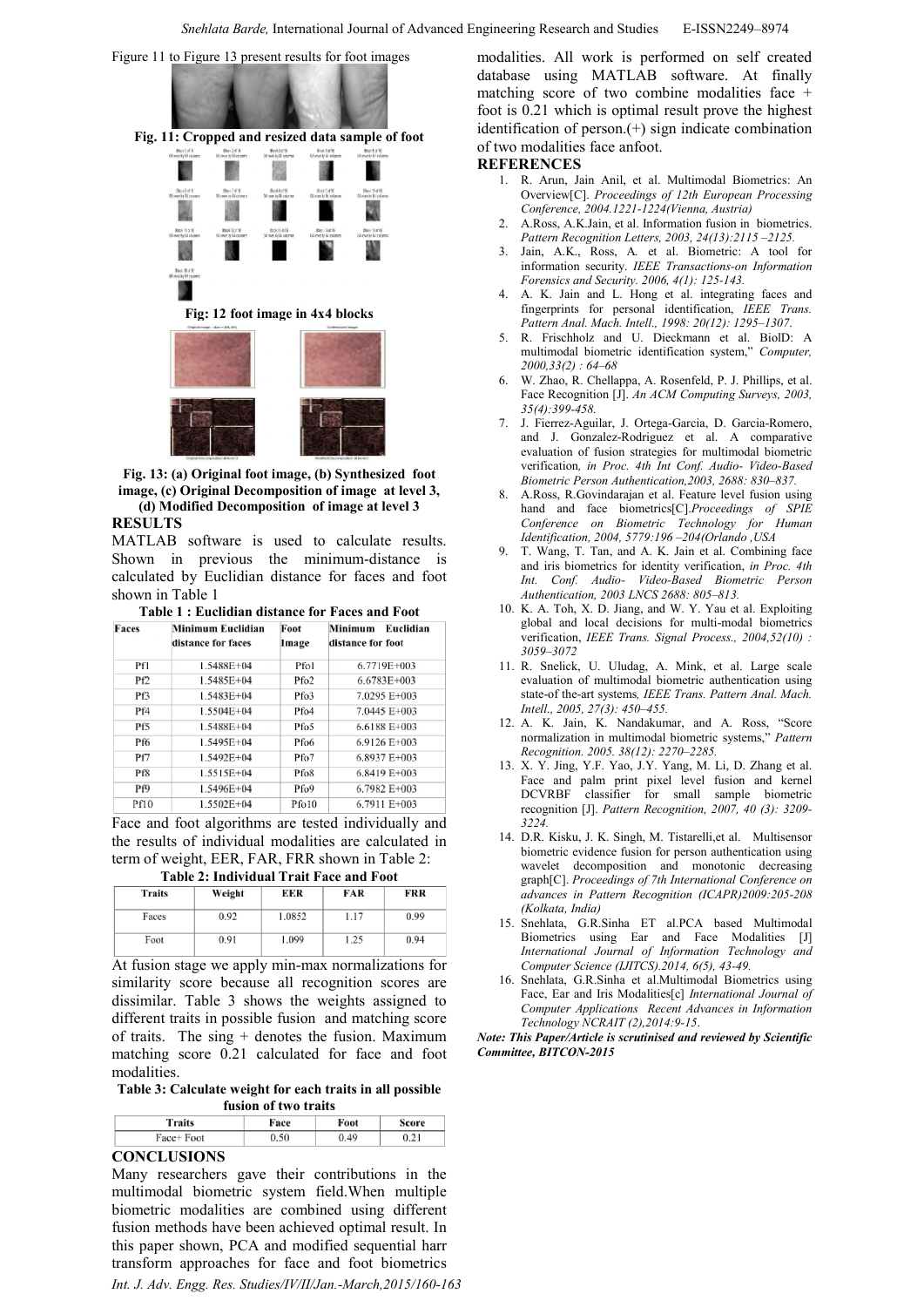Figure 11 to Figure 13 present results for foot images

**Fig. 11: Cropped and resized data sample of foot**

**Fig: 12 foot image in 4x4 blocks**

**Fig. 13: (a) Original foot image, (b) Synthesized foot image, (c) Original Decomposition of image at level 3, (d) Modified Decomposition of image at level 3**

## RESULTS

MATLAB software is used to calculate results. Shown in previous the minimum-distance is calculated by Euclidian distance for faces and foot shown in Table 1

**Table 1 : Euclidian distance for Faces and Foot**

| Faces | Minimum Euclidian distance for faces | Foot Image | Minimum Euclidian distance for foot |
|---|---|---|---|
| Pf1 | 1.5488E+04 | Pfo1 | 6.7719E+003 |
| Pf2 | 1.5485E+04 | Pfo2 | 6.6783E+003 |
| Pf3 | 1.5483E+04 | Pfo3 | 7.0295 E+003 |
| Pf4 | 1.5504E+04 | Pfo4 | 7.0445 E+003 |
| Pf5 | 1.5488E+04 | Pfo5 | 6.6188 E+003 |
| Pf6 | 1.5495E+04 | Pfo6 | 6.9126 E+003 |
| Pf7 | 1.5492E+04 | Pfo7 | 6.8937 E+003 |
| Pf8 | 1.5515E+04 | Pfo8 | 6.8419 E+003 |
| Pf9 | 1.5496E+04 | Pfo9 | 6.7982 E+003 |
| Pf10 | 1.5502E+04 | Pfo10 | 6.7911 E+003 |

Face and foot algorithms are tested individually and the results of individual modalities are calculated in term of weight, EER, FAR, FRR shown in Table 2:

**Table 2: Individual Trait Face and Foot**

| Traits | Weight | EER | FAR | FRR |
|---|---|---|---|---|
| Faces | 0.92 | 1.0852 | 1.17 | 0.99 |
| Foot | 0.91 | 1.099 | 1.25 | 0.94 |

At fusion stage we apply min-max normalizations for similarity score because all recognition scores are dissimilar. Table 3 shows the weights assigned to different traits in possible fusion and matching score of traits. The sing + denotes the fusion. Maximum matching score 0.21 calculated for face and foot modalities.

**Table 3: Calculate weight for each traits in all possible fusion of two traits**

| Traits | Face | Foot | Score |
|---|---|---|---|
| Face+ Foot | 0.50 | 0.49 | 0.21 |

## CONCLUSIONS

Many researchers gave their contributions in the multimodal biometric system field.When multiple biometric modalities are combined using different fusion methods have been achieved optimal result. In this paper shown, PCA and modified sequential harr transform approaches for face and foot biometrics modalities. All work is performed on self created database using MATLAB software. At finally matching score of two combine modalities face + foot is 0.21 which is optimal result prove the highest identification of person.(+) sign indicate combination of two modalities face anfoot.

## REFERENCES

1. R. Arun, Jain Anil, et al. Multimodal Biometrics: An Overview[C]. *Proceedings of 12th European Processing Conference, 2004.1221-1224(Vienna, Austria)*
2. A.Ross, A.K.Jain, et al. Information fusion in biometrics. *Pattern Recognition Letters, 2003, 24(13):2115 –2125.*
3. Jain, A.K., Ross, A. et al. Biometric: A tool for information security. *IEEE Transactions-on Information Forensics and Security. 2006, 4(1): 125-143.*
4. A. K. Jain and L. Hong et al. integrating faces and fingerprints for personal identification, *IEEE Trans. Pattern Anal. Mach. Intell., 1998: 20(12): 1295–1307.*
5. R. Frischholz and U. Dieckmann et al. BioID: A multimodal biometric identification system," *Computer, 2000,33(2) : 64–68*
6. W. Zhao, R. Chellappa, A. Rosenfeld, P. J. Phillips, et al. Face Recognition [J]. *An ACM Computing Surveys, 2003, 35(4):399-458.*
7. J. Fierrez-Aguilar, J. Ortega-Garcia, D. Garcia-Romero, and J. Gonzalez-Rodriguez et al. A comparative evaluation of fusion strategies for multimodal biometric verification, *in Proc. 4th Int Conf. Audio- Video-Based Biometric Person Authentication,2003, 2688: 830–837.*
8. A.Ross, R.Govindarajan et al. Feature level fusion using hand and face biometrics[C].*Proceedings of SPIE Conference on Biometric Technology for Human Identification, 2004, 5779:196 –204(Orlando ,USA*
9. T. Wang, T. Tan, and A. K. Jain et al. Combining face and iris biometrics for identity verification, *in Proc. 4th Int. Conf. Audio- Video-Based Biometric Person Authentication, 2003 LNCS 2688: 805–813.*
10. K. A. Toh, X. D. Jiang, and W. Y. Yau et al. Exploiting global and local decisions for multi-modal biometrics verification, *IEEE Trans. Signal Process., 2004,52(10) : 3059–3072*
11. R. Snelick, U. Uludag, A. Mink, et al. Large scale evaluation of multimodal biometric authentication using state-of the-art systems, *IEEE Trans. Pattern Anal. Mach. Intell., 2005, 27(3): 450–455.*
12. A. K. Jain, K. Nandakumar, and A. Ross, "Score normalization in multimodal biometric systems," *Pattern Recognition. 2005. 38(12): 2270–2285.*
13. X. Y. Jing, Y.F. Yao, J.Y. Yang, M. Li, D. Zhang et al. Face and palm print pixel level fusion and kernel DCVRBF classifier for small sample biometric recognition [J]. *Pattern Recognition, 2007, 40 (3): 3209-3224.*
14. D.R. Kisku, J. K. Singh, M. Tistarelli,et al. Multisensor biometric evidence fusion for person authentication using wavelet decomposition and monotonic decreasing graph[C]. *Proceedings of 7th International Conference on advances in Pattern Recognition (ICAPR)2009:205-208 (Kolkata, India)*
15. Snehlata, G.R.Sinha ET al.PCA based Multimodal Biometrics using Ear and Face Modalities [J] *International Journal of Information Technology and Computer Science (IJITCS).2014, 6(5), 43-49.*
16. Snehlata, G.R.Sinha et al.Multimodal Biometrics using Face, Ear and Iris Modalities[c] *International Journal of Computer Applications Recent Advances in Information Technology NCRAIT (2),2014:9-15.*

***Note: This Paper/Article is scrutinised and reviewed by Scientific Committee, BITCON-2015***